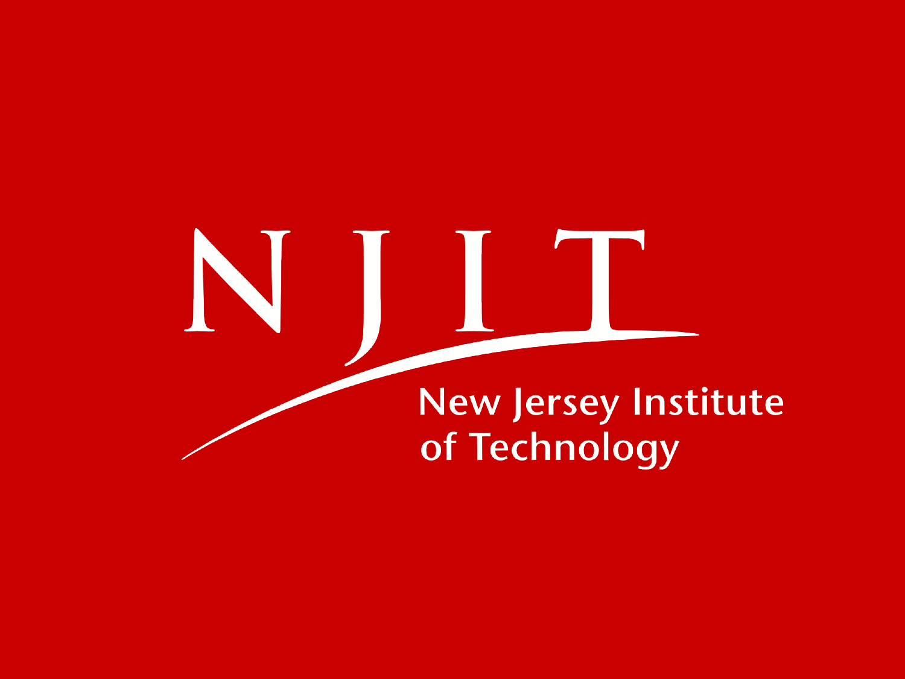# NJIT

New Jersey Institute of Technology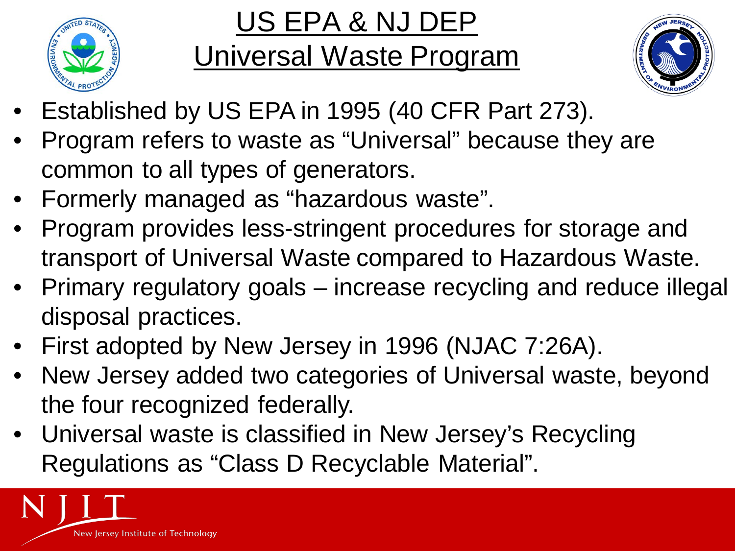# US EPA & NJ DEP Universal Waste Program

- Established by US EPA in 1995 (40 CFR Part 273).
- Program refers to waste as "Universal" because they are common to all types of generators.
- Formerly managed as "hazardous waste".
- Program provides less-stringent procedures for storage and transport of Universal Waste compared to Hazardous Waste.
- Primary regulatory goals – increase recycling and reduce illegal disposal practices.
- First adopted by New Jersey in 1996 (NJAC 7:26A).
- New Jersey added two categories of Universal waste, beyond the four recognized federally.
- Universal waste is classified in New Jersey's Recycling Regulations as "Class D Recyclable Material".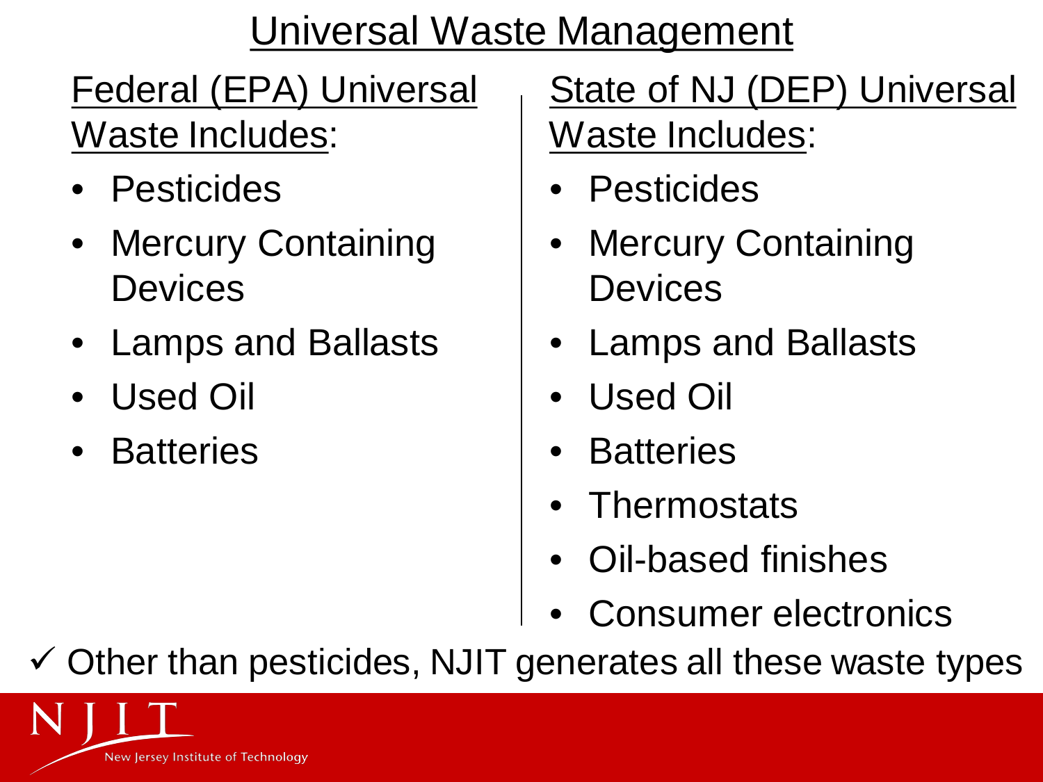# Universal Waste Management

## Federal (EPA) Universal Waste Includes:

- Pesticides
- Mercury Containing Devices
- Lamps and Ballasts
- Used Oil
- Batteries

## State of NJ (DEP) Universal Waste Includes:

- Pesticides
- Mercury Containing Devices
- Lamps and Ballasts
- Used Oil
- Batteries
- Thermostats
- Oil-based finishes
- Consumer electronics

✓ Other than pesticides, NJIT generates all these waste types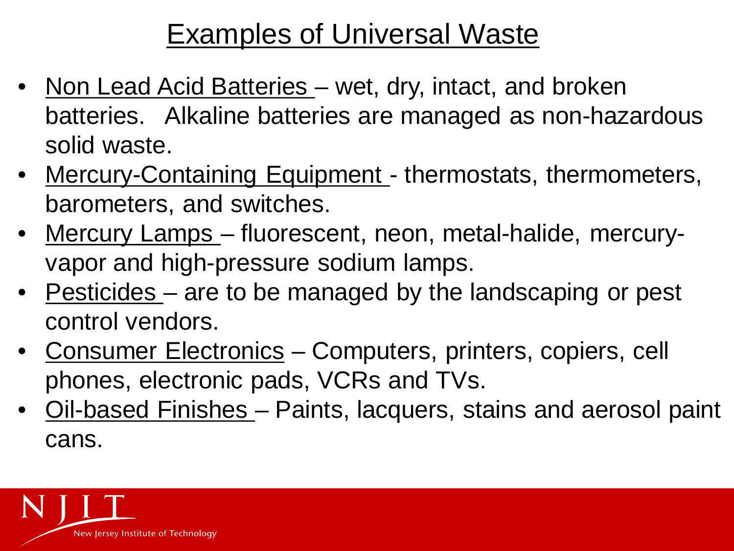# Examples of Universal Waste

- Non Lead Acid Batteries – wet, dry, intact, and broken batteries. Alkaline batteries are managed as non-hazardous solid waste.
- Mercury-Containing Equipment - thermostats, thermometers, barometers, and switches.
- Mercury Lamps – fluorescent, neon, metal-halide, mercury-vapor and high-pressure sodium lamps.
- Pesticides – are to be managed by the landscaping or pest control vendors.
- Consumer Electronics – Computers, printers, copiers, cell phones, electronic pads, VCRs and TVs.
- Oil-based Finishes – Paints, lacquers, stains and aerosol paint cans.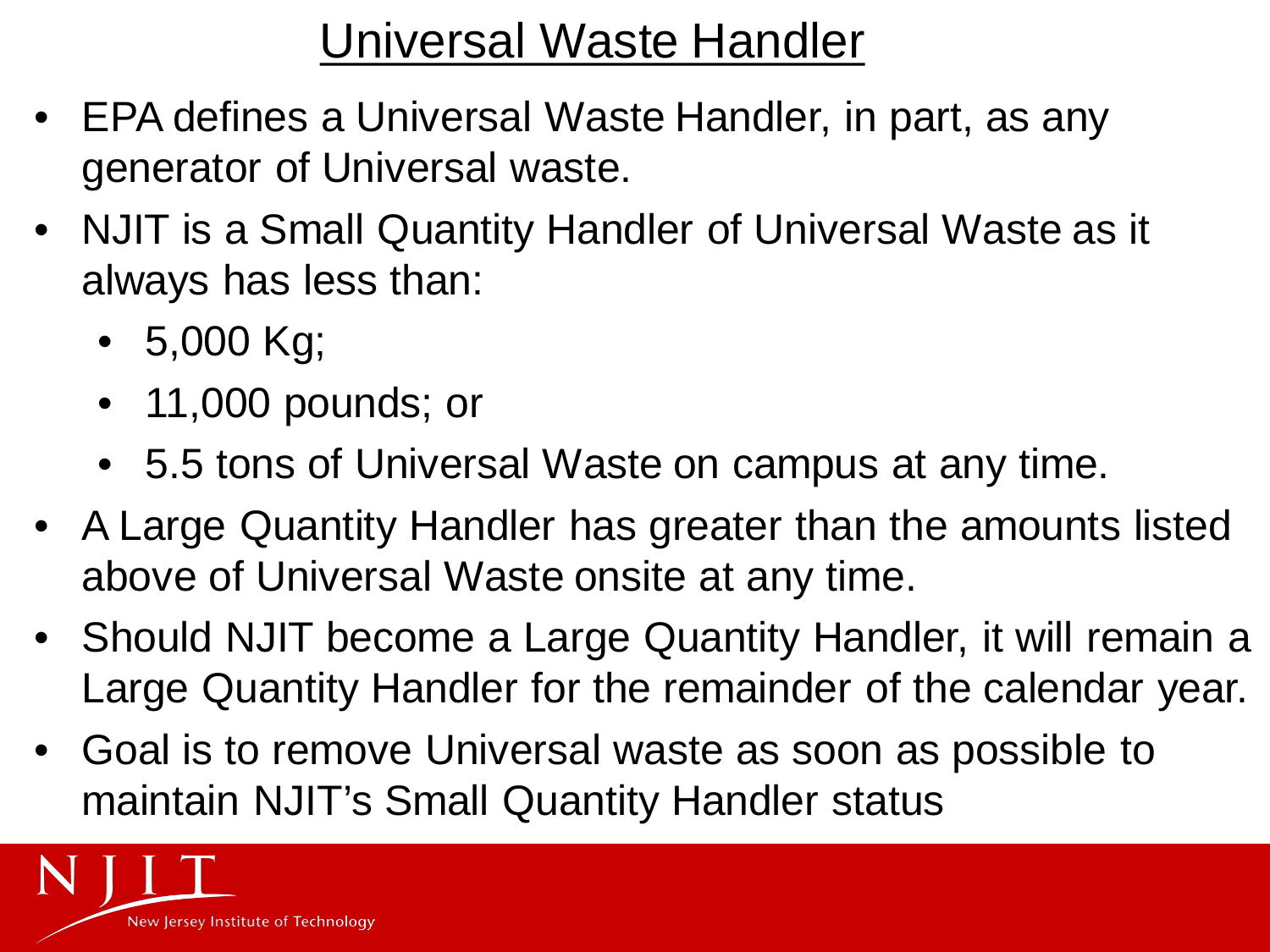# Universal Waste Handler

- EPA defines a Universal Waste Handler, in part, as any generator of Universal waste.
- NJIT is a Small Quantity Handler of Universal Waste as it always has less than:
  - 5,000 Kg;
  - 11,000 pounds; or
  - 5.5 tons of Universal Waste on campus at any time.
- A Large Quantity Handler has greater than the amounts listed above of Universal Waste onsite at any time.
- Should NJIT become a Large Quantity Handler, it will remain a Large Quantity Handler for the remainder of the calendar year.
- Goal is to remove Universal waste as soon as possible to maintain NJIT's Small Quantity Handler status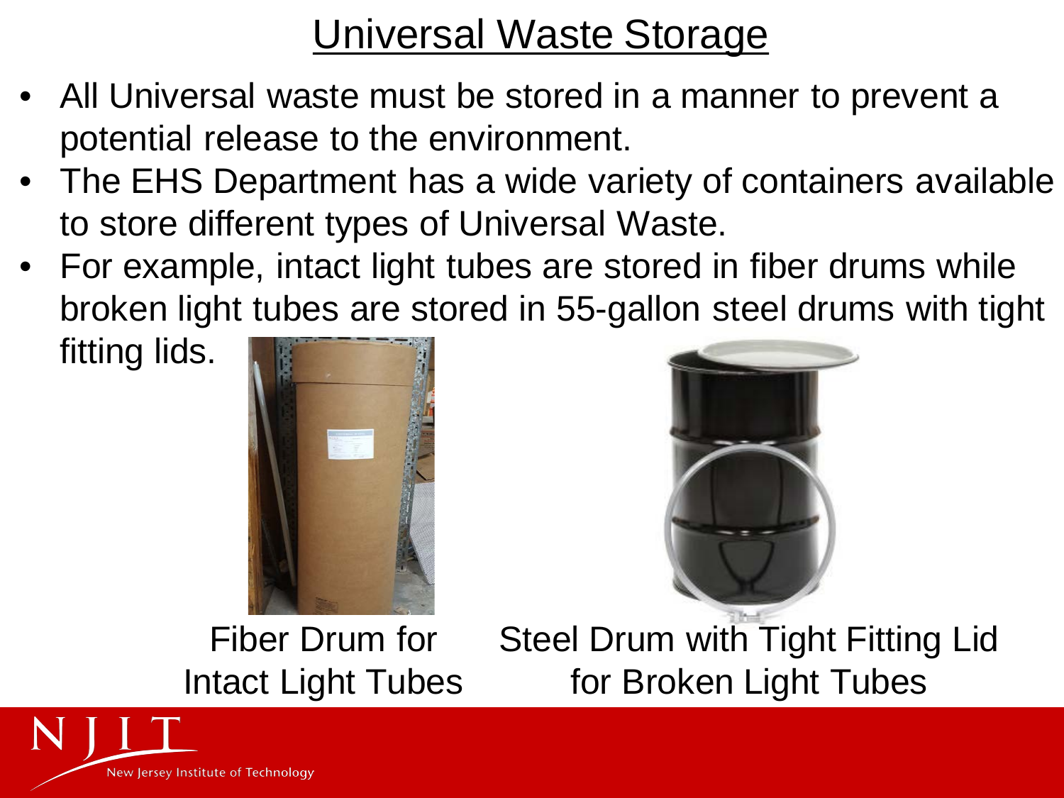# Universal Waste Storage

- All Universal waste must be stored in a manner to prevent a potential release to the environment.
- The EHS Department has a wide variety of containers available to store different types of Universal Waste.
- For example, intact light tubes are stored in fiber drums while broken light tubes are stored in 55-gallon steel drums with tight fitting lids.

Fiber Drum for Intact Light Tubes

Steel Drum with Tight Fitting Lid for Broken Light Tubes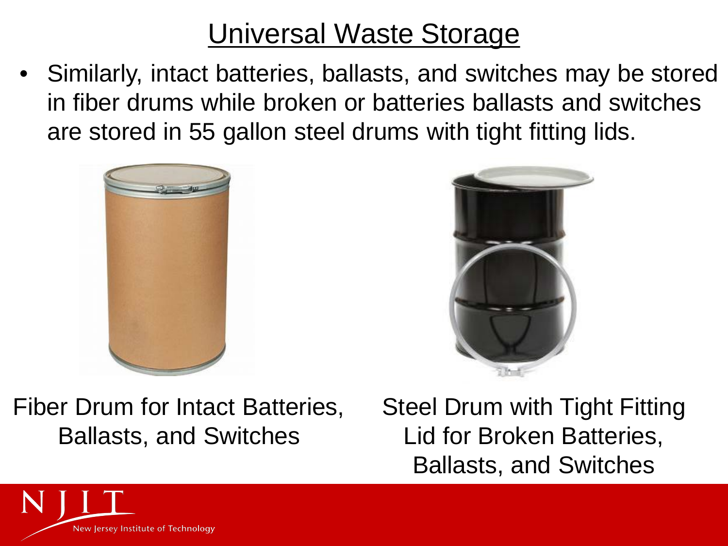# Universal Waste Storage

- Similarly, intact batteries, ballasts, and switches may be stored in fiber drums while broken or batteries ballasts and switches are stored in 55 gallon steel drums with tight fitting lids.

Fiber Drum for Intact Batteries, Ballasts, and Switches

Steel Drum with Tight Fitting Lid for Broken Batteries, Ballasts, and Switches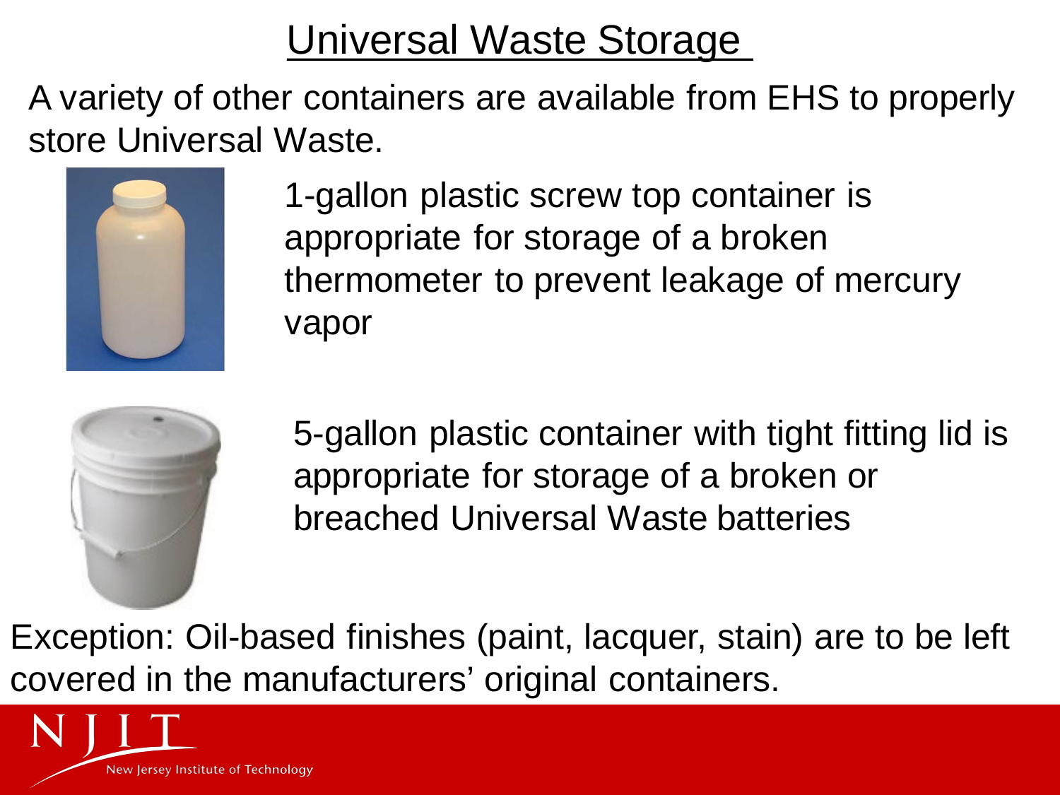# Universal Waste Storage

A variety of other containers are available from EHS to properly store Universal Waste.

1-gallon plastic screw top container is appropriate for storage of a broken thermometer to prevent leakage of mercury vapor

5-gallon plastic container with tight fitting lid is appropriate for storage of a broken or breached Universal Waste batteries

Exception: Oil-based finishes (paint, lacquer, stain) are to be left covered in the manufacturers' original containers.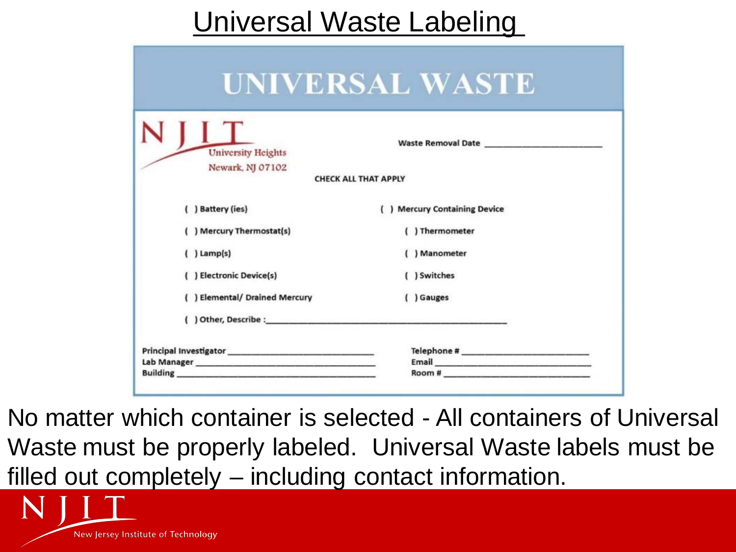# Universal Waste Labeling

## UNIVERSAL WASTE

NJIT
University Heights
Newark, NJ 07102

Waste Removal Date ______________________

CHECK ALL THAT APPLY

( ) Battery (ies)

( ) Mercury Thermostat(s)

( ) Lamp(s)

( ) Electronic Device(s)

( ) Elemental/ Drained Mercury

( ) Mercury Containing Device

( ) Thermometer

( ) Manometer

( ) Switches

( ) Gauges

( ) Other, Describe :____________________________________________

Principal Investigator ___________________________

Lab Manager _______________________________

Building ___________________________________

Telephone # ______________________

Email ____________________________

Room # __________________________

No matter which container is selected - All containers of Universal Waste must be properly labeled. Universal Waste labels must be filled out completely – including contact information.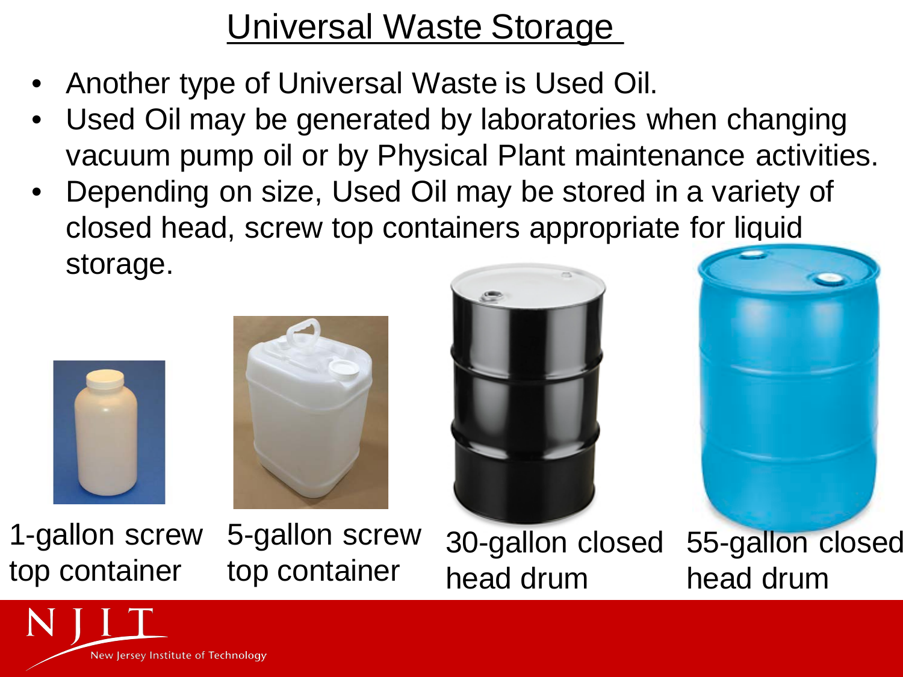# Universal Waste Storage

- Another type of Universal Waste is Used Oil.
- Used Oil may be generated by laboratories when changing vacuum pump oil or by Physical Plant maintenance activities.
- Depending on size, Used Oil may be stored in a variety of closed head, screw top containers appropriate for liquid storage.

1-gallon screw top container

5-gallon screw top container

30-gallon closed head drum

55-gallon closed head drum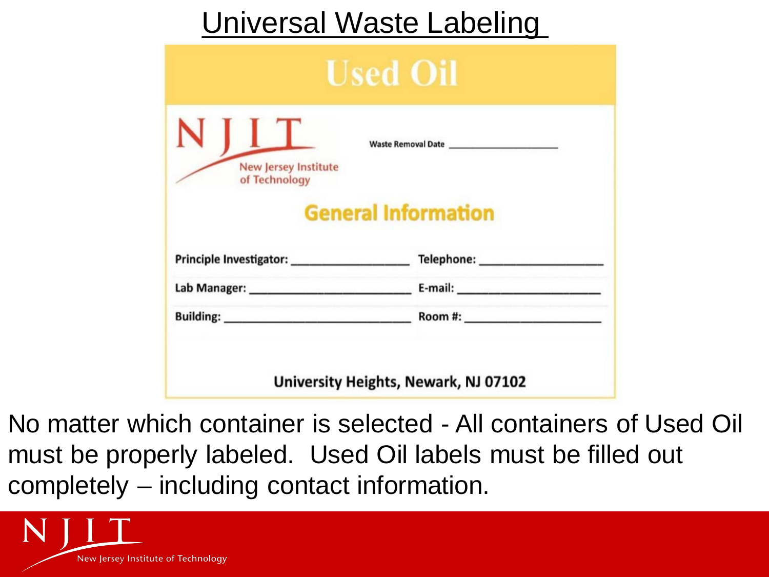# Universal Waste Labeling

## Used Oil

NJIT
New Jersey Institute of Technology

Waste Removal Date ____________

### General Information

Principle Investigator: ____________ Telephone: ____________

Lab Manager: ____________ E-mail: ____________

Building: ____________ Room #: ____________

University Heights, Newark, NJ 07102

No matter which container is selected - All containers of Used Oil must be properly labeled. Used Oil labels must be filled out completely – including contact information.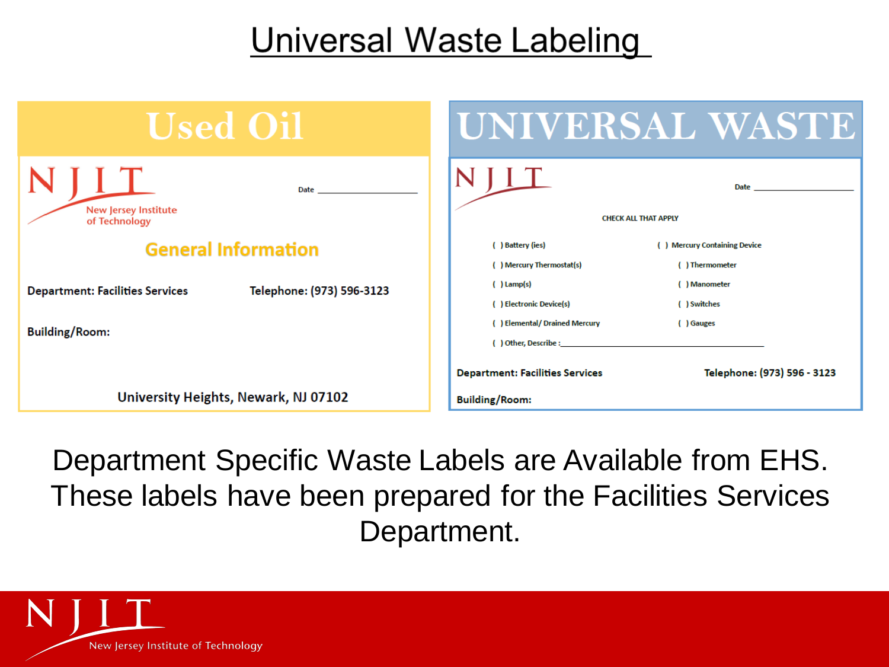# Universal Waste Labeling

## Used Oil

NJIT
New Jersey Institute of Technology

Date ____________________

**General Information**

**Department: Facilities Services** **Telephone: (973) 596-3123**

**Building/Room:**

**University Heights, Newark, NJ 07102**

## UNIVERSAL WASTE

NJIT

Date ____________________

CHECK ALL THAT APPLY

( ) Battery (ies)
( ) Mercury Containing Device
( ) Mercury Thermostat(s)
( ) Thermometer
( ) Lamp(s)
( ) Manometer
( ) Electronic Device(s)
( ) Switches
( ) Elemental/ Drained Mercury
( ) Gauges
( ) Other, Describe :____________________

**Department: Facilities Services** **Telephone: (973) 596 - 3123**

**Building/Room:**

Department Specific Waste Labels are Available from EHS. These labels have been prepared for the Facilities Services Department.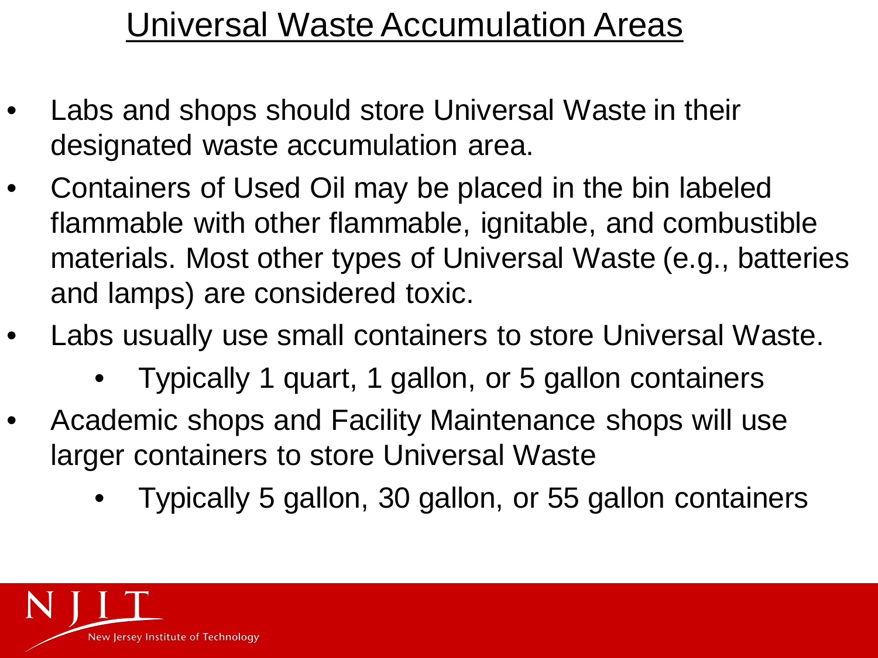# Universal Waste Accumulation Areas

- Labs and shops should store Universal Waste in their designated waste accumulation area.
- Containers of Used Oil may be placed in the bin labeled flammable with other flammable, ignitable, and combustible materials. Most other types of Universal Waste (e.g., batteries and lamps) are considered toxic.
- Labs usually use small containers to store Universal Waste.
    - Typically 1 quart, 1 gallon, or 5 gallon containers
- Academic shops and Facility Maintenance shops will use larger containers to store Universal Waste
    - Typically 5 gallon, 30 gallon, or 55 gallon containers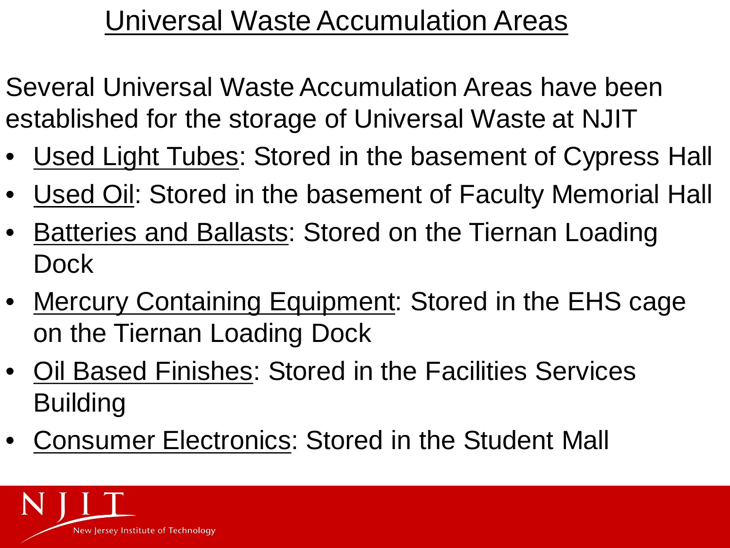# Universal Waste Accumulation Areas

Several Universal Waste Accumulation Areas have been established for the storage of Universal Waste at NJIT

- Used Light Tubes: Stored in the basement of Cypress Hall
- Used Oil: Stored in the basement of Faculty Memorial Hall
- Batteries and Ballasts: Stored on the Tiernan Loading Dock
- Mercury Containing Equipment: Stored in the EHS cage on the Tiernan Loading Dock
- Oil Based Finishes: Stored in the Facilities Services Building
- Consumer Electronics: Stored in the Student Mall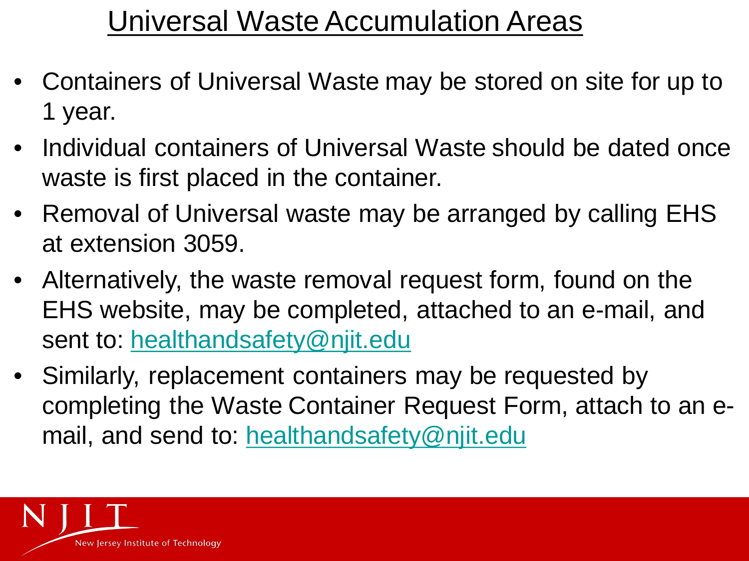# Universal Waste Accumulation Areas

- Containers of Universal Waste may be stored on site for up to 1 year.
- Individual containers of Universal Waste should be dated once waste is first placed in the container.
- Removal of Universal waste may be arranged by calling EHS at extension 3059.
- Alternatively, the waste removal request form, found on the EHS website, may be completed, attached to an e-mail, and sent to: healthandsafety@njit.edu
- Similarly, replacement containers may be requested by completing the Waste Container Request Form, attach to an e-mail, and send to: healthandsafety@njit.edu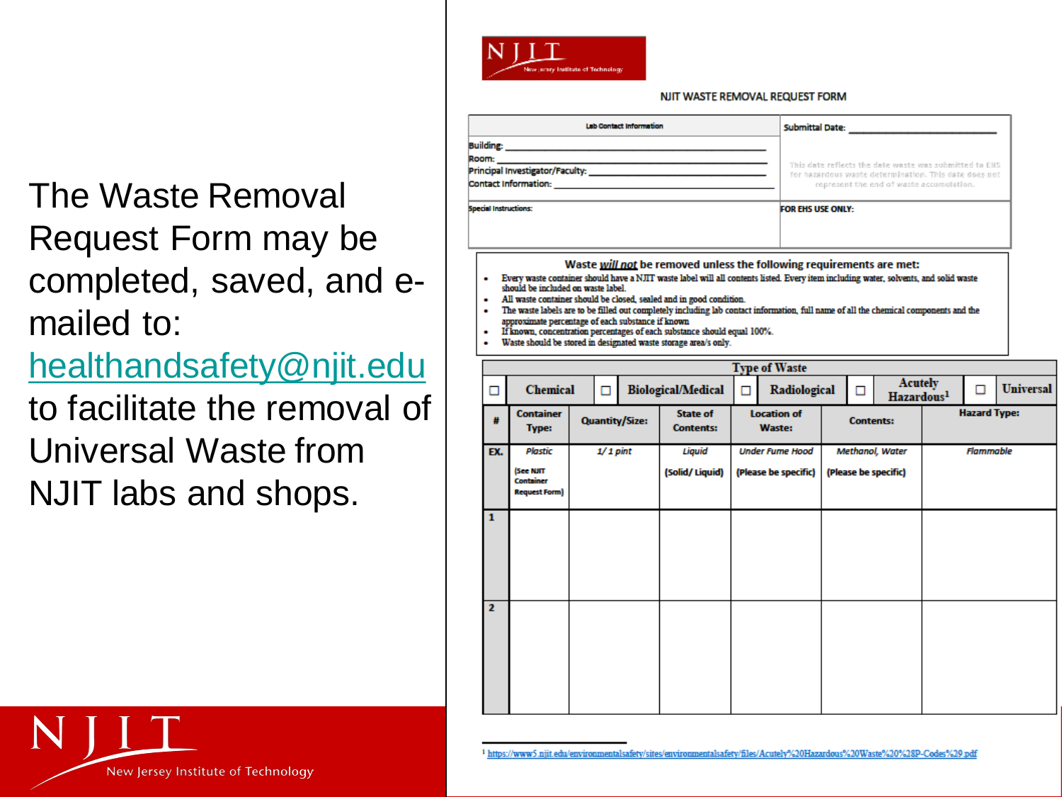The Waste Removal Request Form may be completed, saved, and e-mailed to: healthandsafety@njit.edu to facilitate the removal of Universal Waste from NJIT labs and shops.

NJIT New Jersey Institute of Technology

NJIT WASTE REMOVAL REQUEST FORM

| Lab Contact Information | Submittal Date: ______________ |
|---|---|
| Building: ______________<br>Room: ______________<br>Principal Investigator/Faculty: ______________<br>Contact Information: ______________ | This date reflects the date waste was submitted to EHS for hazardous waste determination. This date does not represent the end of waste accumulation. |
| Special Instructions: | FOR EHS USE ONLY: |

**Waste *will not* be removed unless the following requirements are met:**

- Every waste container should have a NJIT waste label will all contents listed. Every item including water, solvents, and solid waste should be included on waste label.
- All waste container should be closed, sealed and in good condition.
- The waste labels are to be filled out completely including lab contact information, full name of all the chemical components and the approximate percentage of each substance if known
- If known, concentration percentages of each substance should equal 100%.
- Waste should be stored in designated waste storage area/s only.

**Type of Waste**

☐ Chemical ☐ Biological/Medical ☐ Radiological ☐ Acutely Hazardous[1] ☐ Universal

| # | Container Type: | Quantity/Size: | State of Contents: | Location of Waste: | Contents: | Hazard Type: |
|---|---|---|---|---|---|---|
| EX. | *Plastic* (See NJIT Container Request Form) | *1/1 pint* | *Liquid* (Solid/ Liquid) | *Under Fume Hood* (Please be specific) | *Methanol, Water* (Please be specific) | *Flammable* |
| 1 | | | | | | |
| 2 | | | | | | |

[1] https://www5.njit.edu/environmentalsafety/sites/environmentalsafety/files/Acutely%20Hazardous%20Waste%20%28P-Codes%29.pdf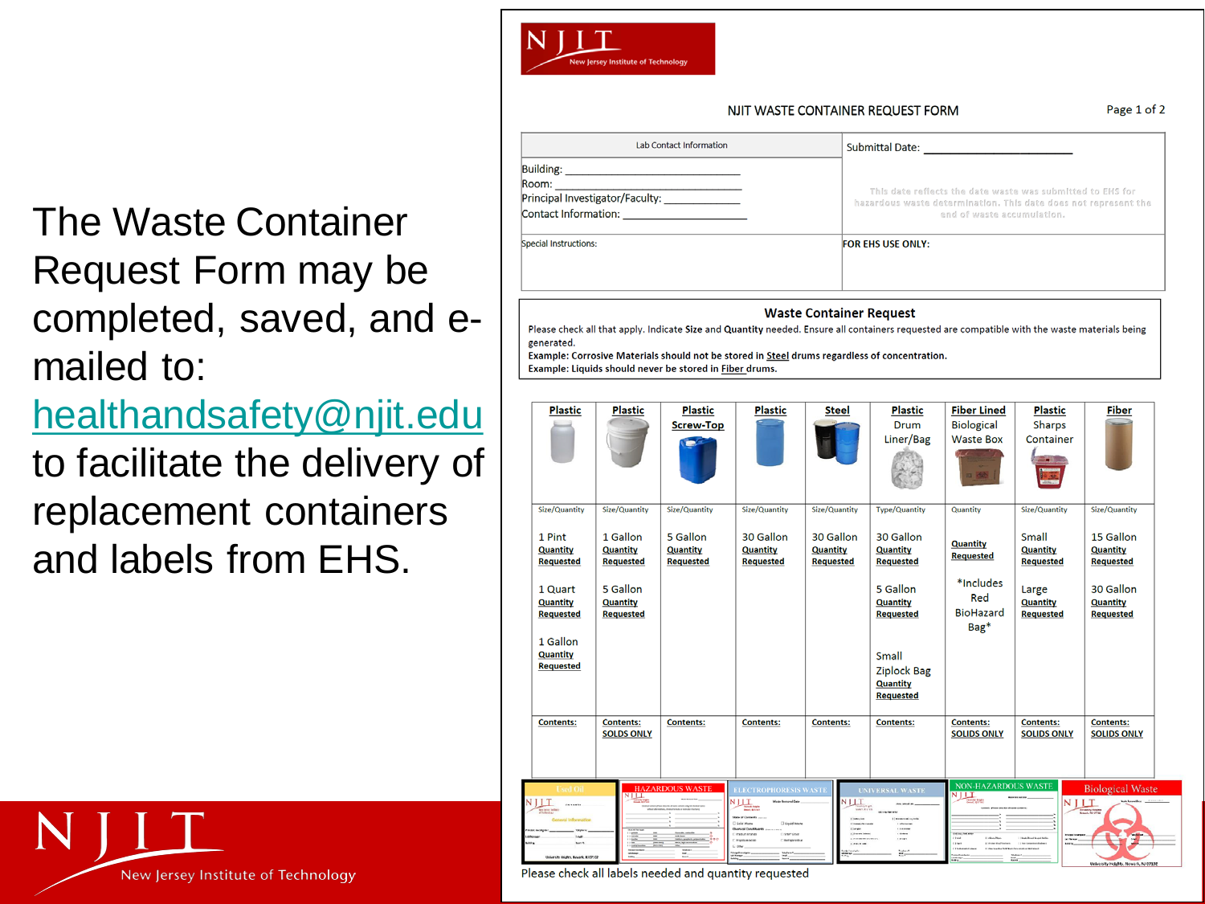The Waste Container Request Form may be completed, saved, and e-mailed to: healthandsafety@njit.edu to facilitate the delivery of replacement containers and labels from EHS.

NJIT New Jersey Institute of Technology

NJIT WASTE CONTAINER REQUEST FORM

Page 1 of 2

| Lab Contact Information | Submittal Date: ____________________ |
|---|---|
| Building: ____________________<br>Room: ____________________<br>Principal Investigator/Faculty: ____________<br>Contact Information: ________________ | This date reflects the date waste was submitted to EHS for hazardous waste determination. This date does not represent the end of waste accumulation. |
| Special Instructions: | FOR EHS USE ONLY: |

**Waste Container Request**

Please check all that apply. Indicate **Size** and **Quantity** needed. Ensure all containers requested are compatible with the waste materials being generated.
**Example: Corrosive Materials should not be stored in Steel drums regardless of concentration.**
**Example: Liquids should never be stored in Fiber drums.**

| Plastic | Plastic | Plastic Screw-Top | Plastic | Steel | Plastic Drum Liner/Bag | Fiber Lined Biological Waste Box | Plastic Sharps Container | Fiber |
|---|---|---|---|---|---|---|---|---|
| Size/Quantity | Size/Quantity | Size/Quantity | Size/Quantity | Size/Quantity | Type/Quantity | Quantity | Size/Quantity | Size/Quantity |
| 1 Pint Quantity Requested | 1 Gallon Quantity Requested | 5 Gallon Quantity Requested | 30 Gallon Quantity Requested | 30 Gallon Quantity Requested | 30 Gallon Quantity Requested | Quantity Requested | Small Quantity Requested | 15 Gallon Quantity Requested |
| 1 Quart Quantity Requested | 5 Gallon Quantity Requested | | | | 5 Gallon Quantity Requested | *Includes Red BioHazard Bag* | Large Quantity Requested | 30 Gallon Quantity Requested |
| 1 Gallon Quantity Requested | | | | | Small Ziplock Bag Quantity Requested | | | |
| Contents: | Contents: SOLIDS ONLY | Contents: | Contents: | Contents: | Contents: | Contents: SOLIDS ONLY | Contents: SOLIDS ONLY | Contents: SOLIDS ONLY |

Used Oil | HAZARDOUS WASTE | ELECTROPHORESIS WASTE | UNIVERSAL WASTE | NON-HAZARDOUS WASTE | Biological Waste

Please check all labels needed and quantity requested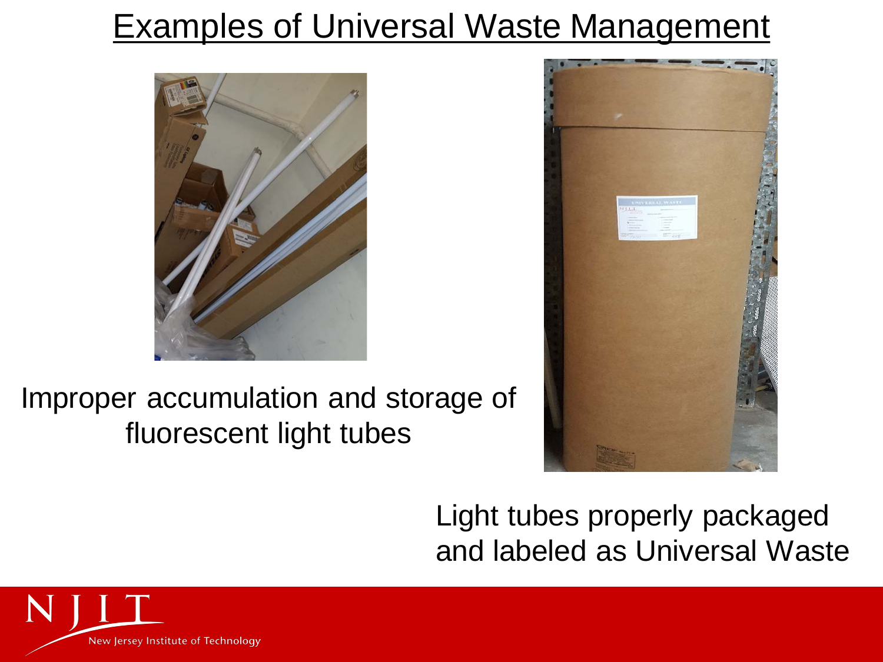# Examples of Universal Waste Management

Improper accumulation and storage of fluorescent light tubes

Light tubes properly packaged and labeled as Universal Waste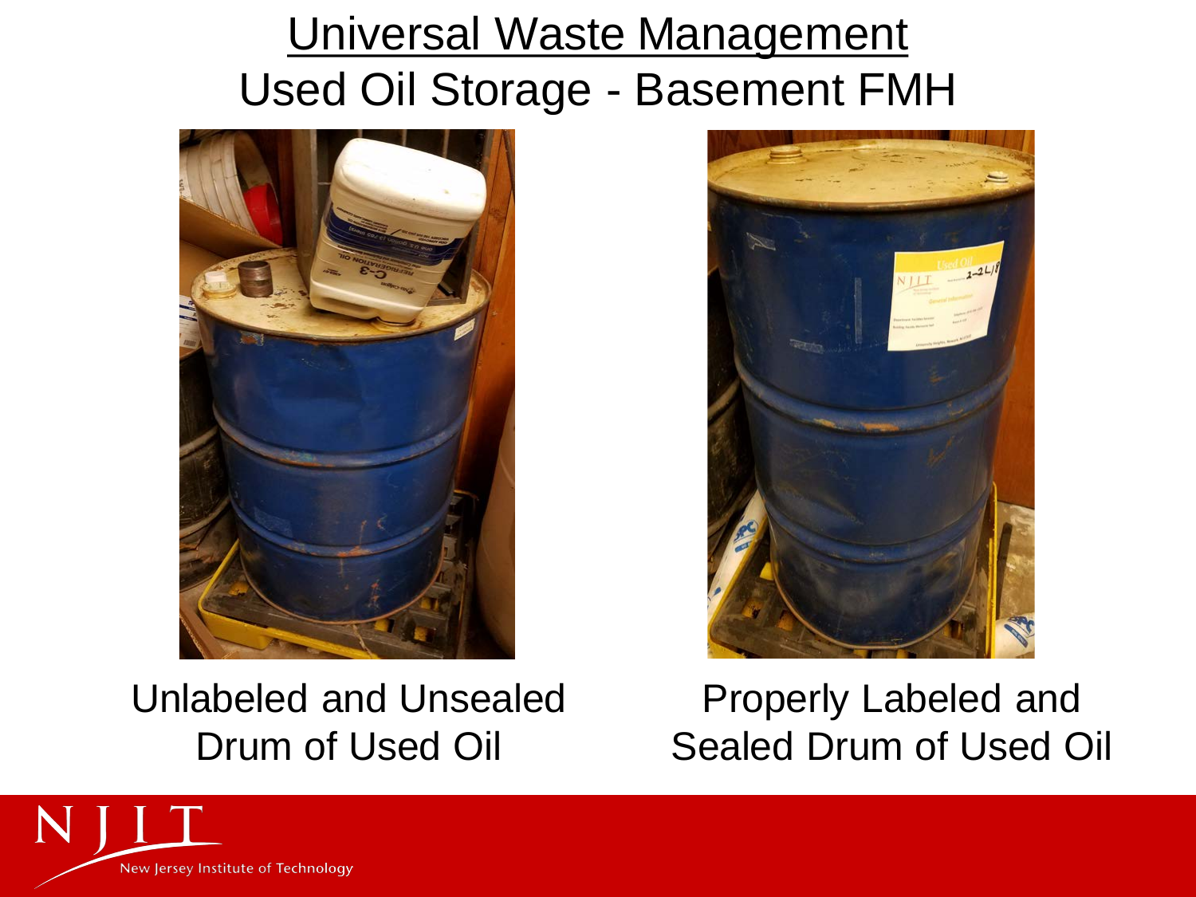# Universal Waste Management

## Used Oil Storage - Basement FMH

Unlabeled and Unsealed Drum of Used Oil

Properly Labeled and Sealed Drum of Used Oil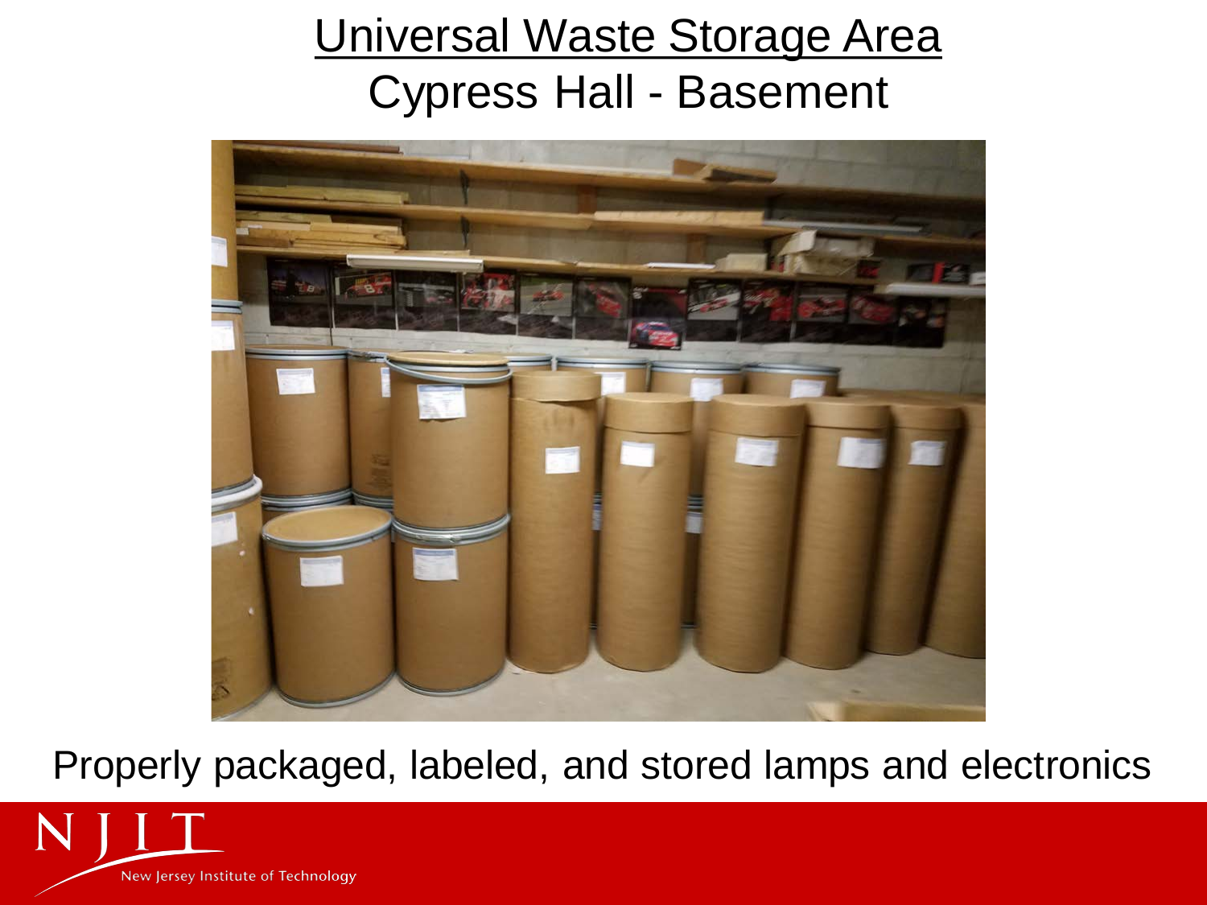# Universal Waste Storage Area

## Cypress Hall - Basement

Properly packaged, labeled, and stored lamps and electronics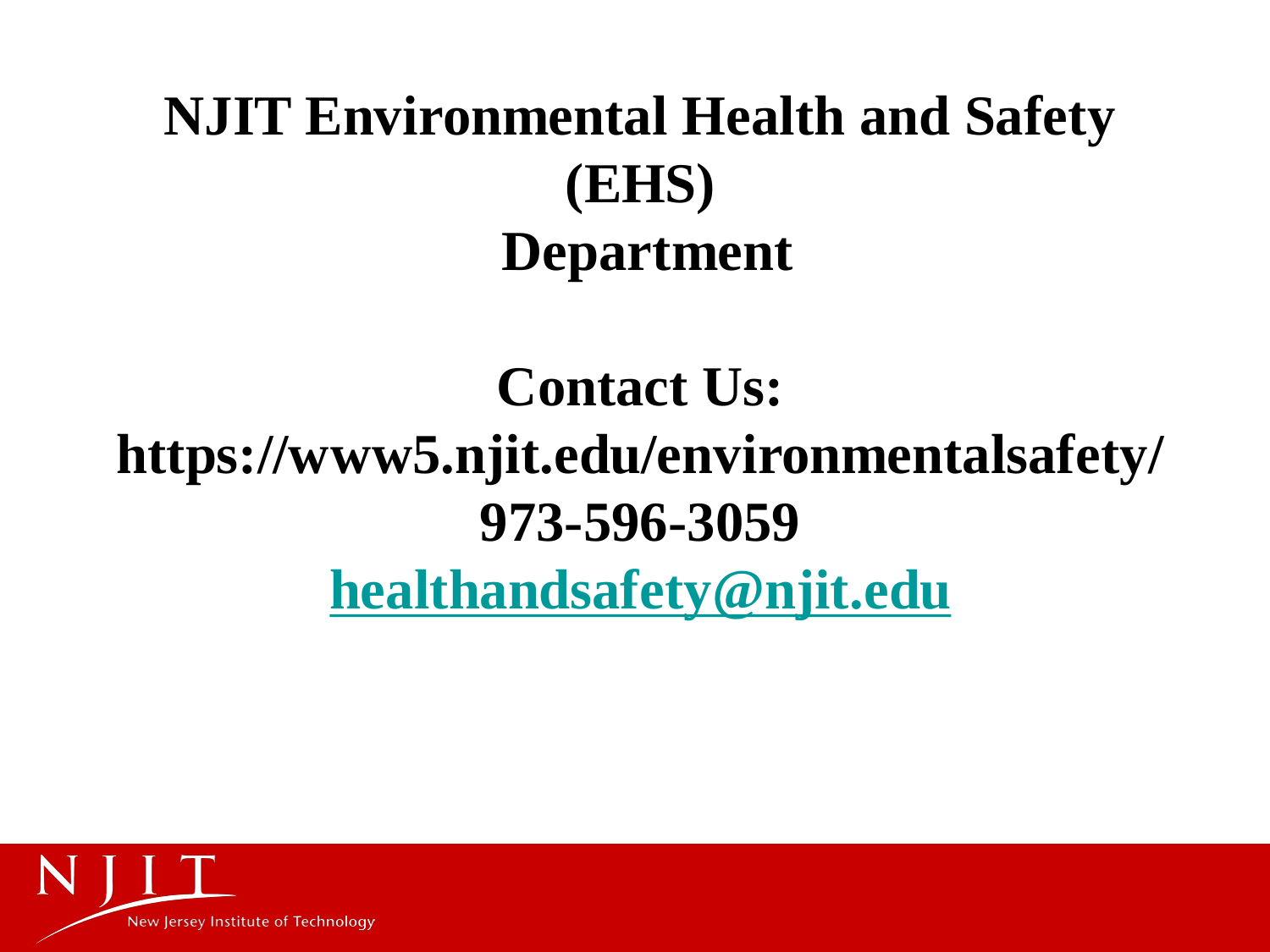# NJIT Environmental Health and Safety (EHS) Department

## Contact Us:

**https://www5.njit.edu/environmentalsafety/**

**973-596-3059**

**healthandsafety@njit.edu**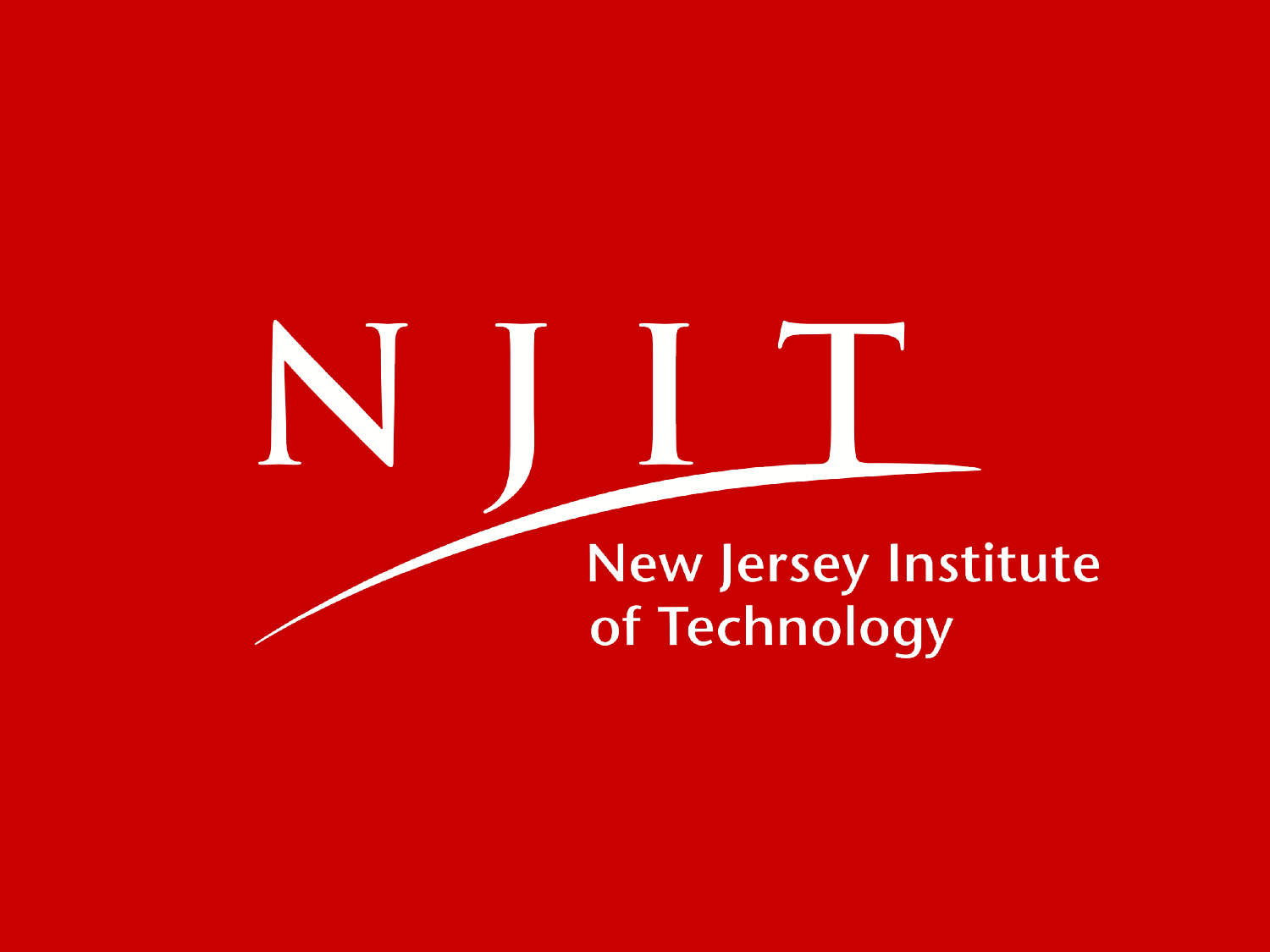NJIT

New Jersey Institute of Technology